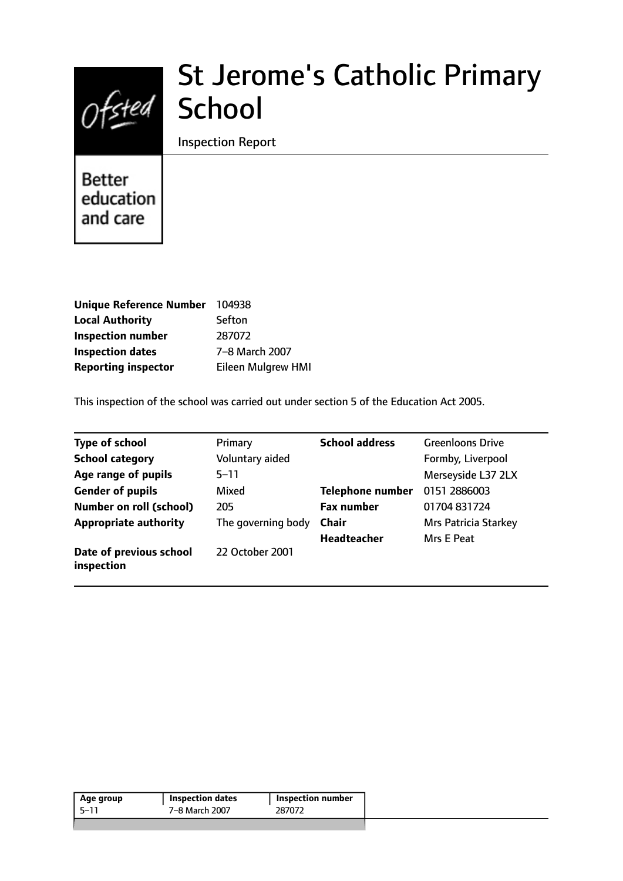# St Jerome's Catholic Primary School

Inspection Report

| | |
|---|---|
| **Unique Reference Number** | 104938 |
| **Local Authority** | Sefton |
| **Inspection number** | 287072 |
| **Inspection dates** | 7–8 March 2007 |
| **Reporting inspector** | Eileen Mulgrew HMI |

This inspection of the school was carried out under section 5 of the Education Act 2005.

| | | | |
|---|---|---|---|
| **Type of school** | Primary | **School address** | Greenloons Drive |
| **School category** | Voluntary aided | | Formby, Liverpool |
| **Age range of pupils** | 5–11 | | Merseyside L37 2LX |
| **Gender of pupils** | Mixed | **Telephone number** | 0151 2886003 |
| **Number on roll (school)** | 205 | **Fax number** | 01704 831724 |
| **Appropriate authority** | The governing body | **Chair** | Mrs Patricia Starkey |
| | | **Headteacher** | Mrs E Peat |
| **Date of previous school inspection** | 22 October 2001 | | |

| Age group | Inspection dates | Inspection number |
|---|---|---|
| 5–11 | 7–8 March 2007 | 287072 |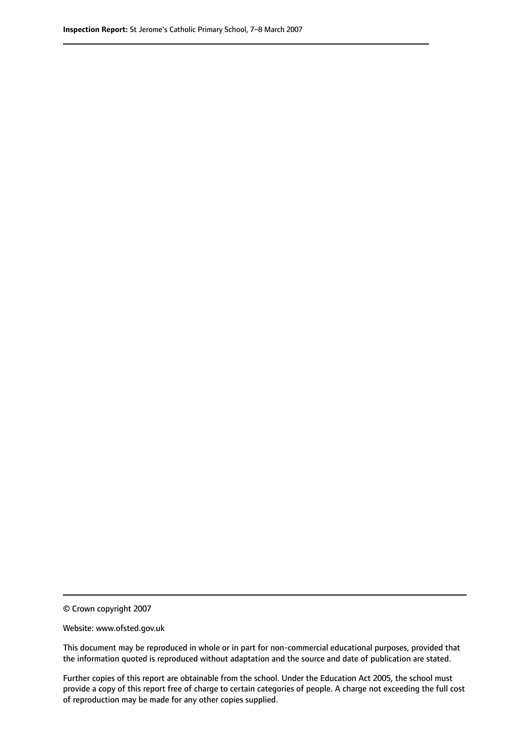© Crown copyright 2007

Website: www.ofsted.gov.uk

This document may be reproduced in whole or in part for non-commercial educational purposes, provided that the information quoted is reproduced without adaptation and the source and date of publication are stated.

Further copies of this report are obtainable from the school. Under the Education Act 2005, the school must provide a copy of this report free of charge to certain categories of people. A charge not exceeding the full cost of reproduction may be made for any other copies supplied.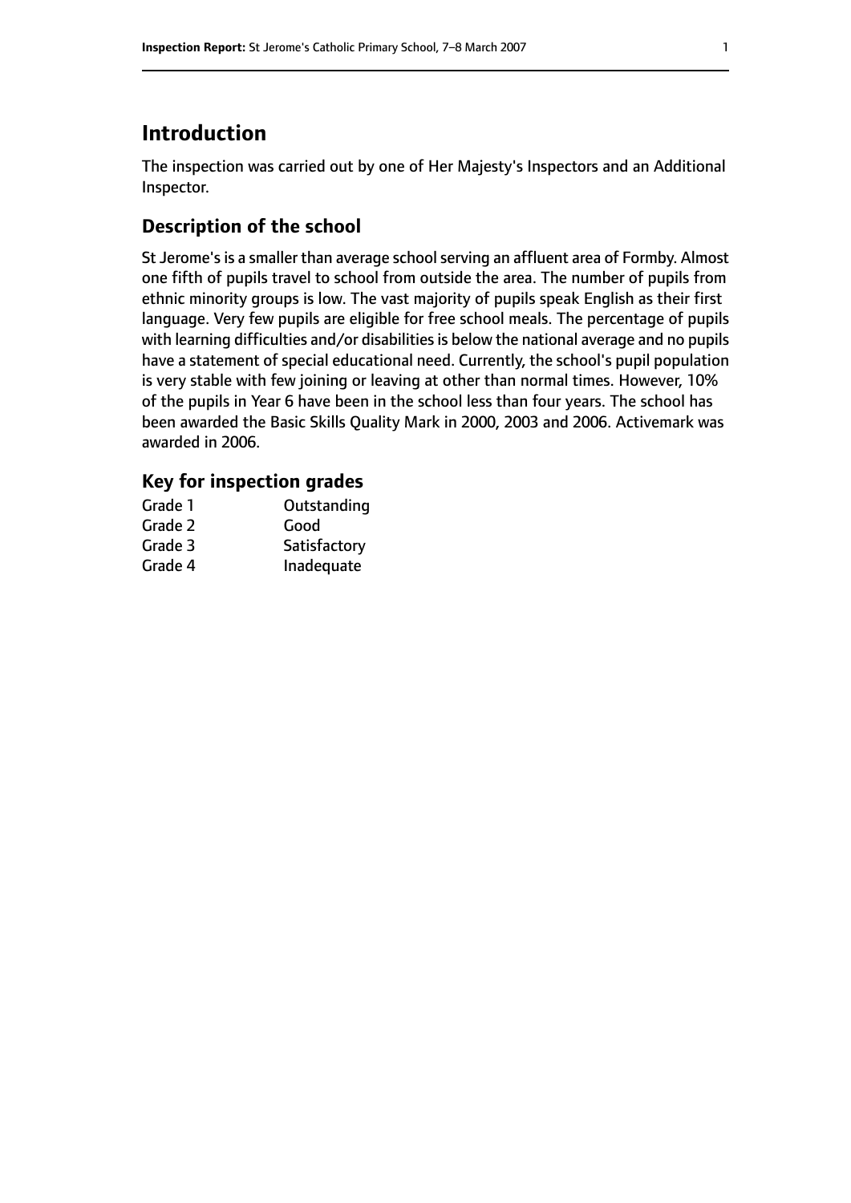# Introduction

The inspection was carried out by one of Her Majesty's Inspectors and an Additional Inspector.

## Description of the school

St Jerome's is a smaller than average school serving an affluent area of Formby. Almost one fifth of pupils travel to school from outside the area. The number of pupils from ethnic minority groups is low. The vast majority of pupils speak English as their first language. Very few pupils are eligible for free school meals. The percentage of pupils with learning difficulties and/or disabilities is below the national average and no pupils have a statement of special educational need. Currently, the school's pupil population is very stable with few joining or leaving at other than normal times. However, 10% of the pupils in Year 6 have been in the school less than four years. The school has been awarded the Basic Skills Quality Mark in 2000, 2003 and 2006. Activemark was awarded in 2006.

## Key for inspection grades

| | |
|---|---|
| Grade 1 | Outstanding |
| Grade 2 | Good |
| Grade 3 | Satisfactory |
| Grade 4 | Inadequate |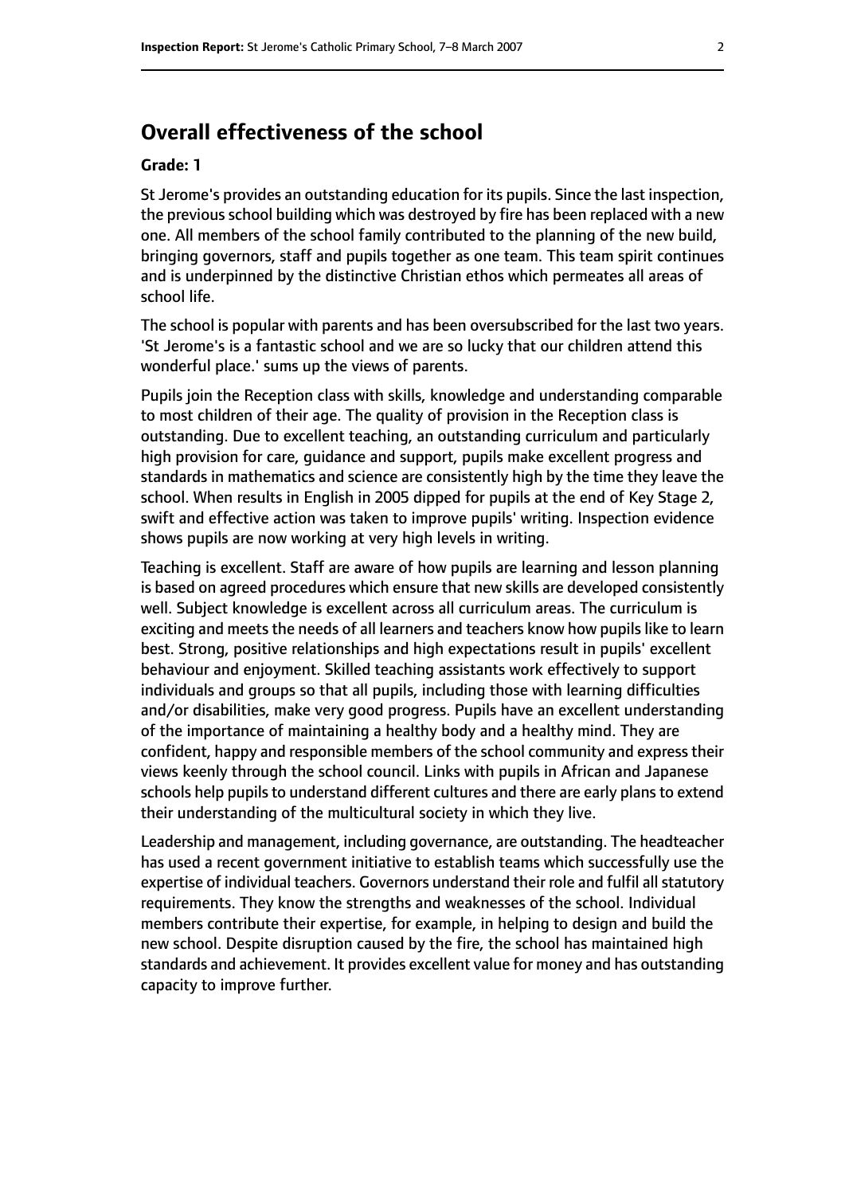## Overall effectiveness of the school

**Grade: 1**

St Jerome's provides an outstanding education for its pupils. Since the last inspection, the previous school building which was destroyed by fire has been replaced with a new one. All members of the school family contributed to the planning of the new build, bringing governors, staff and pupils together as one team. This team spirit continues and is underpinned by the distinctive Christian ethos which permeates all areas of school life.

The school is popular with parents and has been oversubscribed for the last two years. 'St Jerome's is a fantastic school and we are so lucky that our children attend this wonderful place.' sums up the views of parents.

Pupils join the Reception class with skills, knowledge and understanding comparable to most children of their age. The quality of provision in the Reception class is outstanding. Due to excellent teaching, an outstanding curriculum and particularly high provision for care, guidance and support, pupils make excellent progress and standards in mathematics and science are consistently high by the time they leave the school. When results in English in 2005 dipped for pupils at the end of Key Stage 2, swift and effective action was taken to improve pupils' writing. Inspection evidence shows pupils are now working at very high levels in writing.

Teaching is excellent. Staff are aware of how pupils are learning and lesson planning is based on agreed procedures which ensure that new skills are developed consistently well. Subject knowledge is excellent across all curriculum areas. The curriculum is exciting and meets the needs of all learners and teachers know how pupils like to learn best. Strong, positive relationships and high expectations result in pupils' excellent behaviour and enjoyment. Skilled teaching assistants work effectively to support individuals and groups so that all pupils, including those with learning difficulties and/or disabilities, make very good progress. Pupils have an excellent understanding of the importance of maintaining a healthy body and a healthy mind. They are confident, happy and responsible members of the school community and express their views keenly through the school council. Links with pupils in African and Japanese schools help pupils to understand different cultures and there are early plans to extend their understanding of the multicultural society in which they live.

Leadership and management, including governance, are outstanding. The headteacher has used a recent government initiative to establish teams which successfully use the expertise of individual teachers. Governors understand their role and fulfil all statutory requirements. They know the strengths and weaknesses of the school. Individual members contribute their expertise, for example, in helping to design and build the new school. Despite disruption caused by the fire, the school has maintained high standards and achievement. It provides excellent value for money and has outstanding capacity to improve further.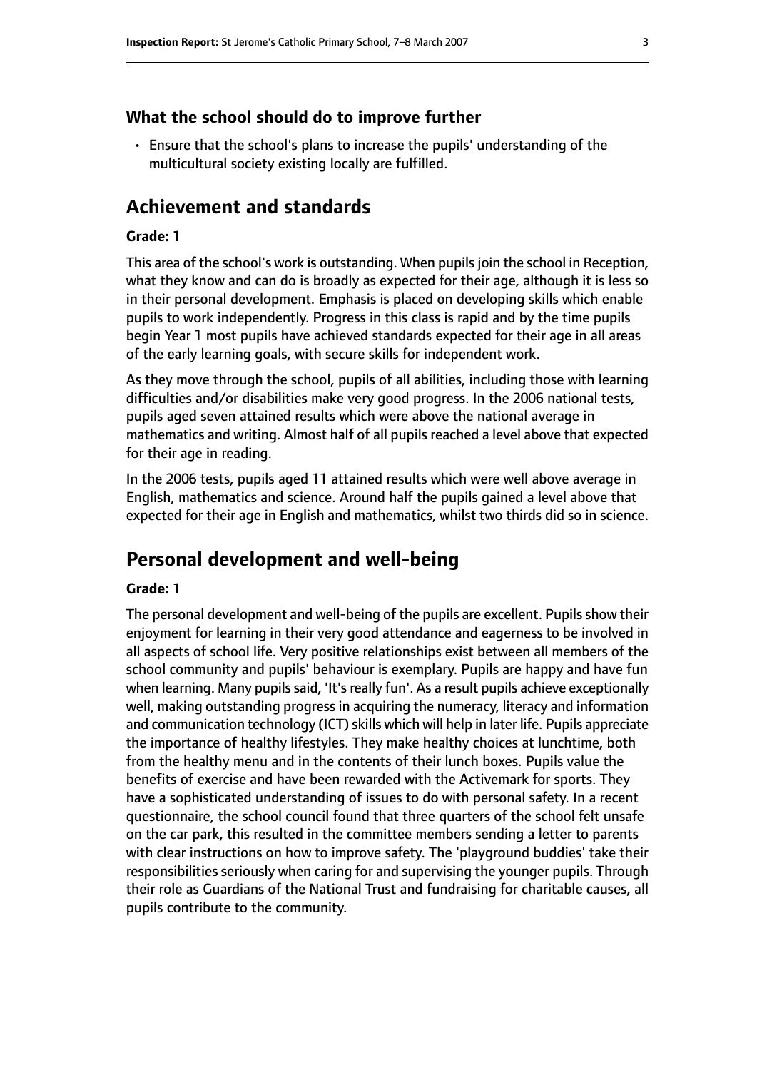### What the school should do to improve further

- Ensure that the school's plans to increase the pupils' understanding of the multicultural society existing locally are fulfilled.

## Achievement and standards

**Grade: 1**

This area of the school's work is outstanding. When pupils join the school in Reception, what they know and can do is broadly as expected for their age, although it is less so in their personal development. Emphasis is placed on developing skills which enable pupils to work independently. Progress in this class is rapid and by the time pupils begin Year 1 most pupils have achieved standards expected for their age in all areas of the early learning goals, with secure skills for independent work.

As they move through the school, pupils of all abilities, including those with learning difficulties and/or disabilities make very good progress. In the 2006 national tests, pupils aged seven attained results which were above the national average in mathematics and writing. Almost half of all pupils reached a level above that expected for their age in reading.

In the 2006 tests, pupils aged 11 attained results which were well above average in English, mathematics and science. Around half the pupils gained a level above that expected for their age in English and mathematics, whilst two thirds did so in science.

## Personal development and well-being

**Grade: 1**

The personal development and well-being of the pupils are excellent. Pupils show their enjoyment for learning in their very good attendance and eagerness to be involved in all aspects of school life. Very positive relationships exist between all members of the school community and pupils' behaviour is exemplary. Pupils are happy and have fun when learning. Many pupils said, 'It's really fun'. As a result pupils achieve exceptionally well, making outstanding progress in acquiring the numeracy, literacy and information and communication technology (ICT) skills which will help in later life. Pupils appreciate the importance of healthy lifestyles. They make healthy choices at lunchtime, both from the healthy menu and in the contents of their lunch boxes. Pupils value the benefits of exercise and have been rewarded with the Activemark for sports. They have a sophisticated understanding of issues to do with personal safety. In a recent questionnaire, the school council found that three quarters of the school felt unsafe on the car park, this resulted in the committee members sending a letter to parents with clear instructions on how to improve safety. The 'playground buddies' take their responsibilities seriously when caring for and supervising the younger pupils. Through their role as Guardians of the National Trust and fundraising for charitable causes, all pupils contribute to the community.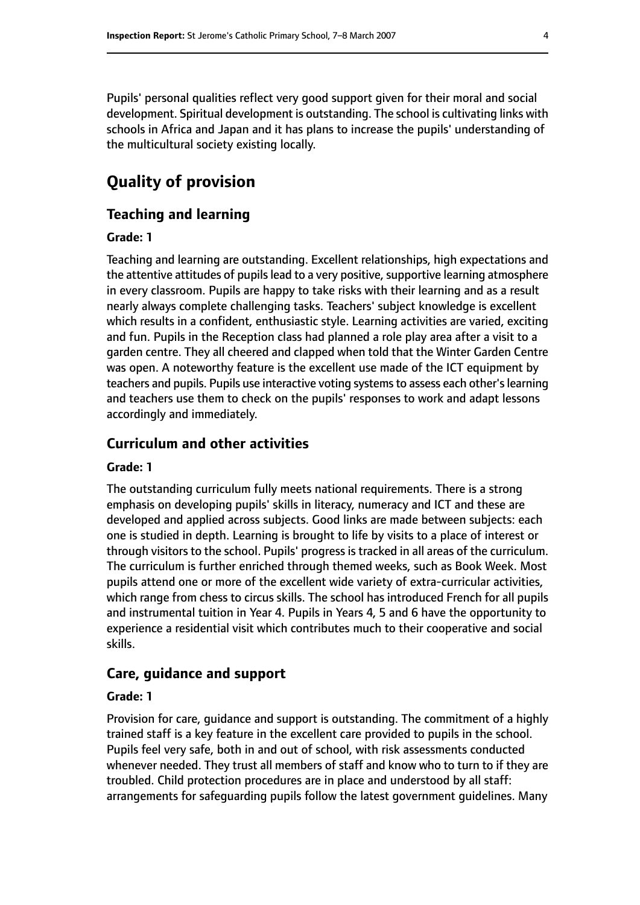Pupils' personal qualities reflect very good support given for their moral and social development. Spiritual development is outstanding. The school is cultivating links with schools in Africa and Japan and it has plans to increase the pupils' understanding of the multicultural society existing locally.

# Quality of provision

## Teaching and learning

### Grade: 1

Teaching and learning are outstanding. Excellent relationships, high expectations and the attentive attitudes of pupils lead to a very positive, supportive learning atmosphere in every classroom. Pupils are happy to take risks with their learning and as a result nearly always complete challenging tasks. Teachers' subject knowledge is excellent which results in a confident, enthusiastic style. Learning activities are varied, exciting and fun. Pupils in the Reception class had planned a role play area after a visit to a garden centre. They all cheered and clapped when told that the Winter Garden Centre was open. A noteworthy feature is the excellent use made of the ICT equipment by teachers and pupils. Pupils use interactive voting systems to assess each other's learning and teachers use them to check on the pupils' responses to work and adapt lessons accordingly and immediately.

## Curriculum and other activities

### Grade: 1

The outstanding curriculum fully meets national requirements. There is a strong emphasis on developing pupils' skills in literacy, numeracy and ICT and these are developed and applied across subjects. Good links are made between subjects: each one is studied in depth. Learning is brought to life by visits to a place of interest or through visitors to the school. Pupils' progress is tracked in all areas of the curriculum. The curriculum is further enriched through themed weeks, such as Book Week. Most pupils attend one or more of the excellent wide variety of extra-curricular activities, which range from chess to circus skills. The school has introduced French for all pupils and instrumental tuition in Year 4. Pupils in Years 4, 5 and 6 have the opportunity to experience a residential visit which contributes much to their cooperative and social skills.

## Care, guidance and support

### Grade: 1

Provision for care, guidance and support is outstanding. The commitment of a highly trained staff is a key feature in the excellent care provided to pupils in the school. Pupils feel very safe, both in and out of school, with risk assessments conducted whenever needed. They trust all members of staff and know who to turn to if they are troubled. Child protection procedures are in place and understood by all staff: arrangements for safeguarding pupils follow the latest government guidelines. Many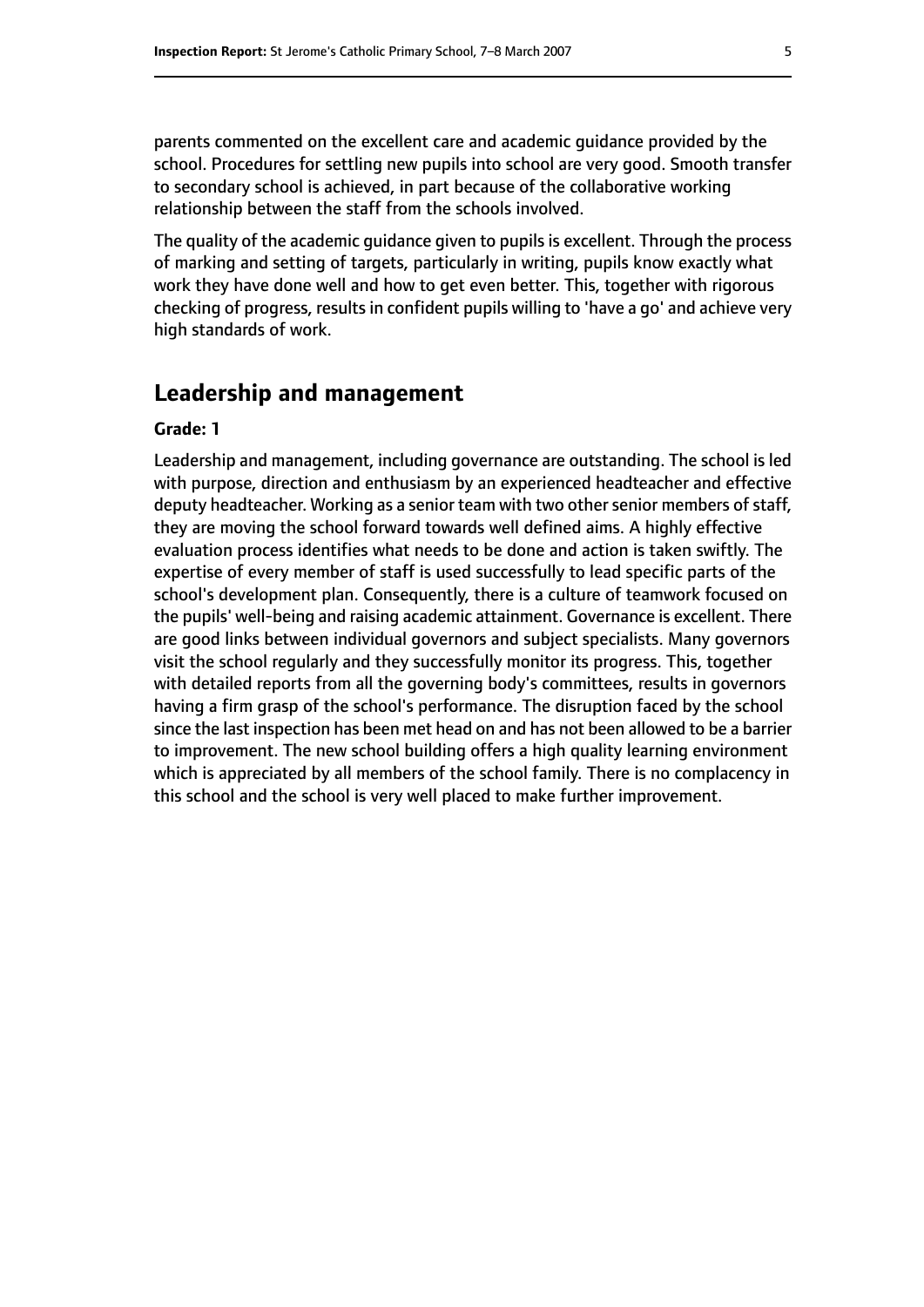parents commented on the excellent care and academic guidance provided by the school. Procedures for settling new pupils into school are very good. Smooth transfer to secondary school is achieved, in part because of the collaborative working relationship between the staff from the schools involved.

The quality of the academic guidance given to pupils is excellent. Through the process of marking and setting of targets, particularly in writing, pupils know exactly what work they have done well and how to get even better. This, together with rigorous checking of progress, results in confident pupils willing to 'have a go' and achieve very high standards of work.

## Leadership and management

**Grade: 1**

Leadership and management, including governance are outstanding. The school is led with purpose, direction and enthusiasm by an experienced headteacher and effective deputy headteacher. Working as a senior team with two other senior members of staff, they are moving the school forward towards well defined aims. A highly effective evaluation process identifies what needs to be done and action is taken swiftly. The expertise of every member of staff is used successfully to lead specific parts of the school's development plan. Consequently, there is a culture of teamwork focused on the pupils' well-being and raising academic attainment. Governance is excellent. There are good links between individual governors and subject specialists. Many governors visit the school regularly and they successfully monitor its progress. This, together with detailed reports from all the governing body's committees, results in governors having a firm grasp of the school's performance. The disruption faced by the school since the last inspection has been met head on and has not been allowed to be a barrier to improvement. The new school building offers a high quality learning environment which is appreciated by all members of the school family. There is no complacency in this school and the school is very well placed to make further improvement.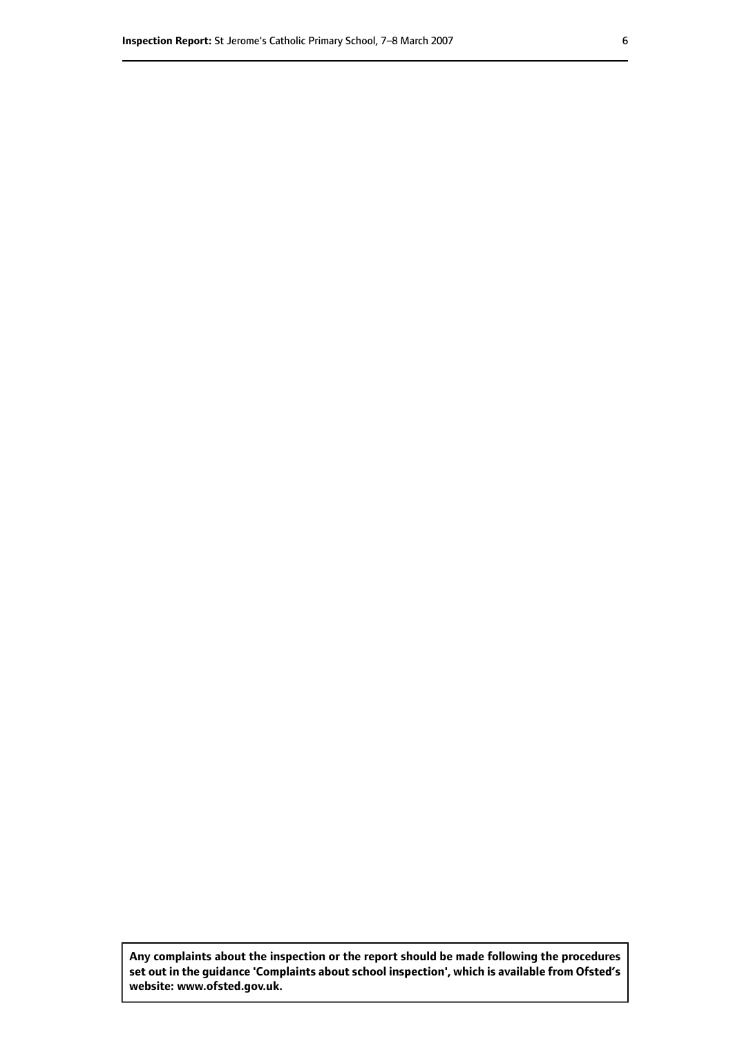**Any complaints about the inspection or the report should be made following the procedures set out in the guidance 'Complaints about school inspection', which is available from Ofsted's website: www.ofsted.gov.uk.**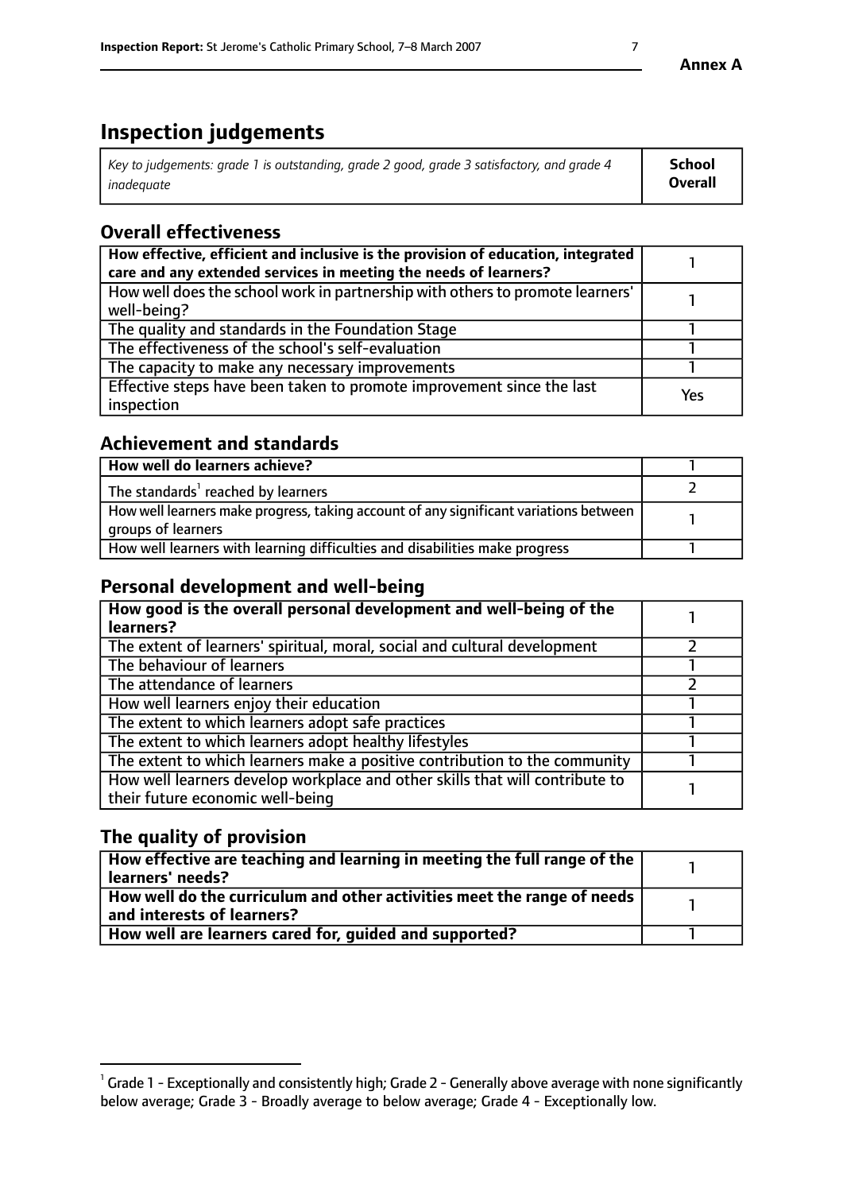**Annex A**

# Inspection judgements

| *Key to judgements: grade 1 is outstanding, grade 2 good, grade 3 satisfactory, and grade 4 inadequate* | **School Overall** |
|---|---|

## Overall effectiveness

| | |
|---|---|
| **How effective, efficient and inclusive is the provision of education, integrated care and any extended services in meeting the needs of learners?** | 1 |
| How well does the school work in partnership with others to promote learners' well-being? | 1 |
| The quality and standards in the Foundation Stage | 1 |
| The effectiveness of the school's self-evaluation | 1 |
| The capacity to make any necessary improvements | 1 |
| Effective steps have been taken to promote improvement since the last inspection | Yes |

## Achievement and standards

| | |
|---|---|
| **How well do learners achieve?** | 1 |
| The standards[1] reached by learners | 2 |
| How well learners make progress, taking account of any significant variations between groups of learners | 1 |
| How well learners with learning difficulties and disabilities make progress | 1 |

## Personal development and well-being

| | |
|---|---|
| **How good is the overall personal development and well-being of the learners?** | 1 |
| The extent of learners' spiritual, moral, social and cultural development | 2 |
| The behaviour of learners | 1 |
| The attendance of learners | 2 |
| How well learners enjoy their education | 1 |
| The extent to which learners adopt safe practices | 1 |
| The extent to which learners adopt healthy lifestyles | 1 |
| The extent to which learners make a positive contribution to the community | 1 |
| How well learners develop workplace and other skills that will contribute to their future economic well-being | 1 |

## The quality of provision

| | |
|---|---|
| **How effective are teaching and learning in meeting the full range of the learners' needs?** | 1 |
| **How well do the curriculum and other activities meet the range of needs and interests of learners?** | 1 |
| **How well are learners cared for, guided and supported?** | 1 |

[1] Grade 1 - Exceptionally and consistently high; Grade 2 - Generally above average with none significantly below average; Grade 3 - Broadly average to below average; Grade 4 - Exceptionally low.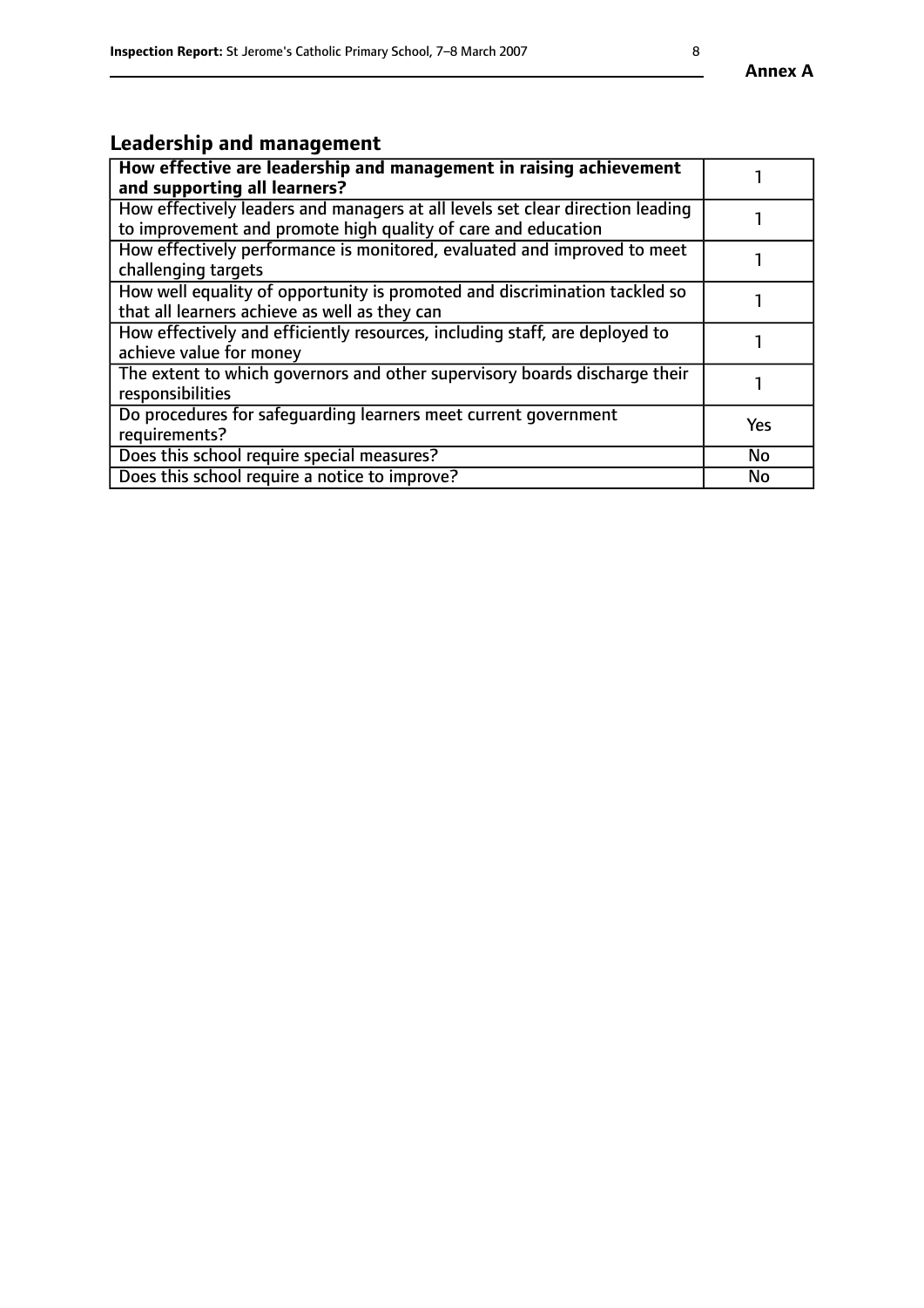## Leadership and management

| **How effective are leadership and management in raising achievement and supporting all learners?** | 1 |
|---|---|
| How effectively leaders and managers at all levels set clear direction leading to improvement and promote high quality of care and education | 1 |
| How effectively performance is monitored, evaluated and improved to meet challenging targets | 1 |
| How well equality of opportunity is promoted and discrimination tackled so that all learners achieve as well as they can | 1 |
| How effectively and efficiently resources, including staff, are deployed to achieve value for money | 1 |
| The extent to which governors and other supervisory boards discharge their responsibilities | 1 |
| Do procedures for safeguarding learners meet current government requirements? | Yes |
| Does this school require special measures? | No |
| Does this school require a notice to improve? | No |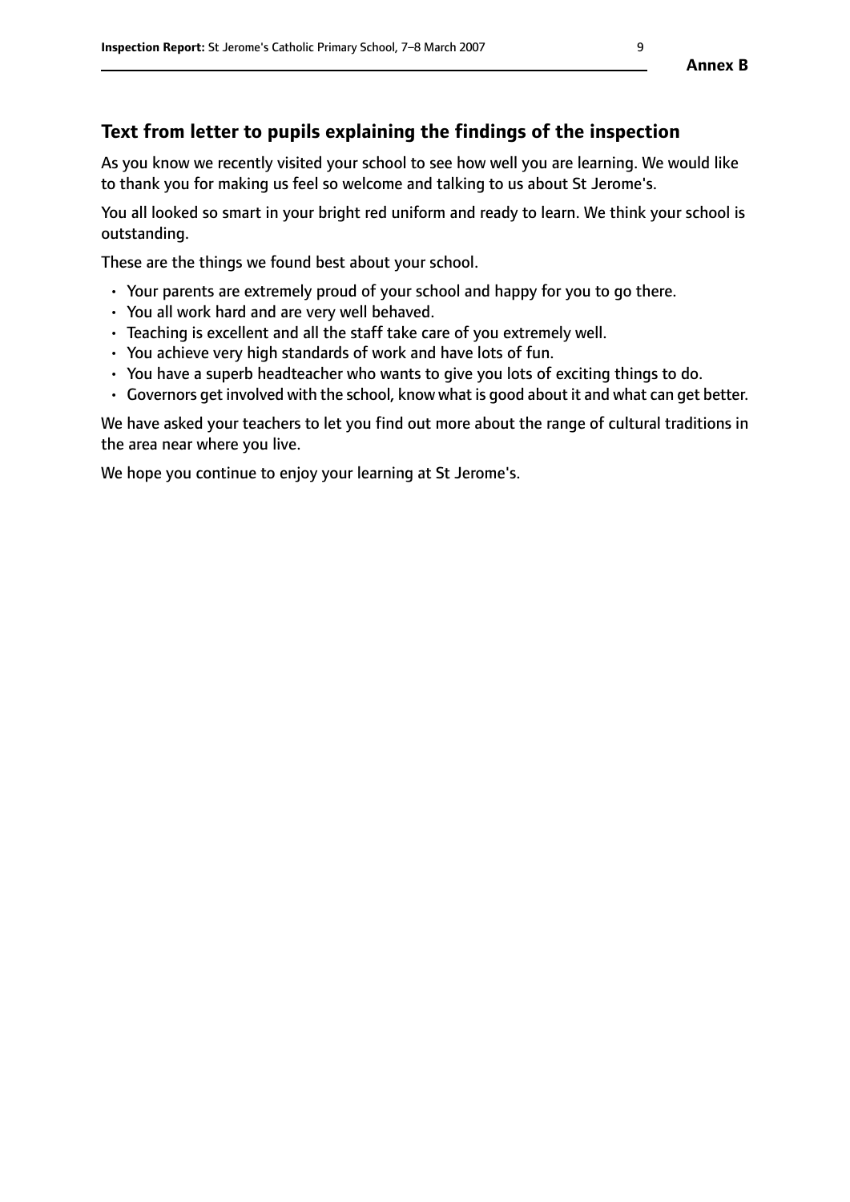## Text from letter to pupils explaining the findings of the inspection

As you know we recently visited your school to see how well you are learning. We would like to thank you for making us feel so welcome and talking to us about St Jerome's.

You all looked so smart in your bright red uniform and ready to learn. We think your school is outstanding.

These are the things we found best about your school.

- Your parents are extremely proud of your school and happy for you to go there.
- You all work hard and are very well behaved.
- Teaching is excellent and all the staff take care of you extremely well.
- You achieve very high standards of work and have lots of fun.
- You have a superb headteacher who wants to give you lots of exciting things to do.
- Governors get involved with the school, know what is good about it and what can get better.

We have asked your teachers to let you find out more about the range of cultural traditions in the area near where you live.

We hope you continue to enjoy your learning at St Jerome's.